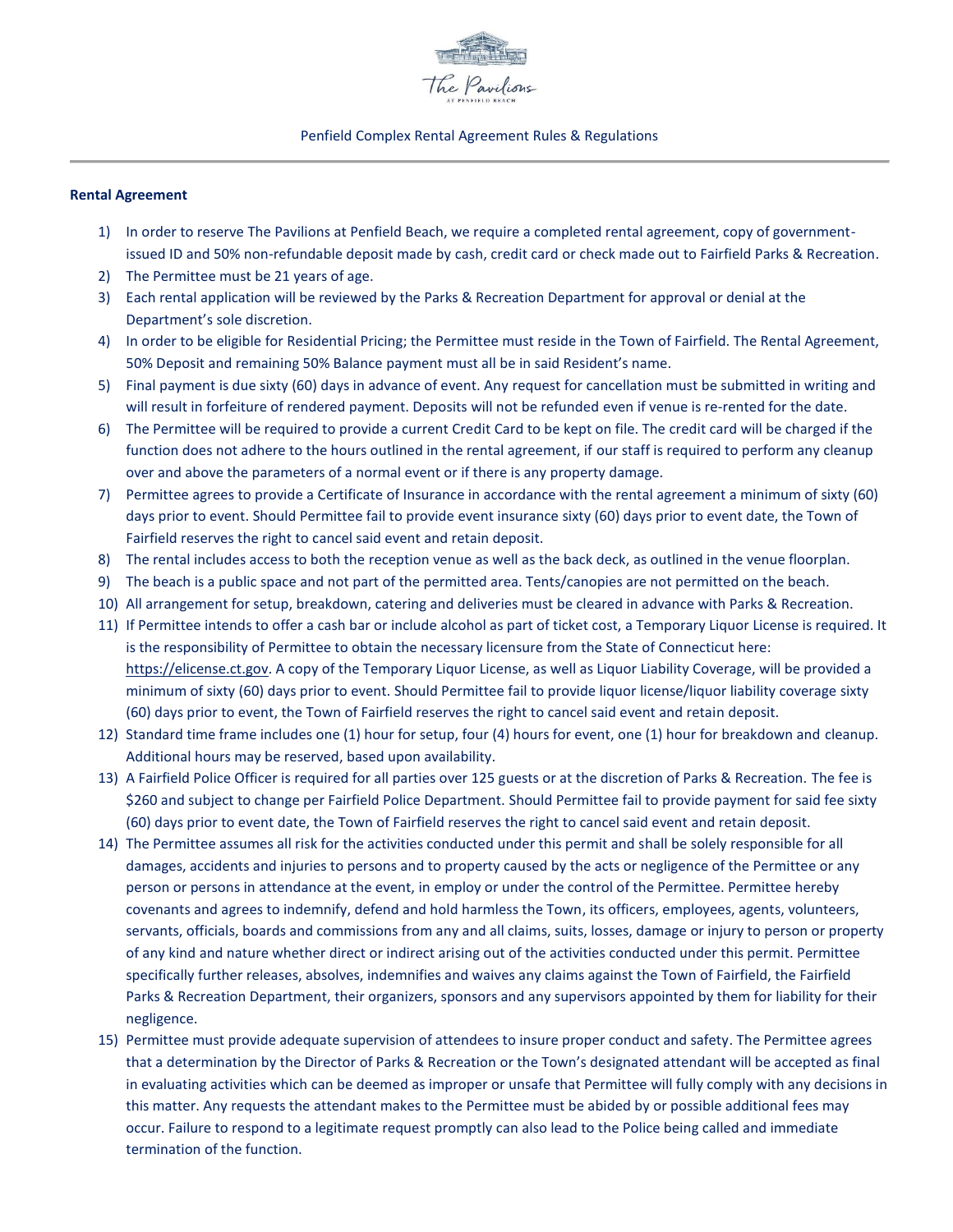The Pavilions AT PENFIELD BEACH

Penfield Complex Rental Agreement Rules & Regulations

**Rental Agreement**

1) In order to reserve The Pavilions at Penfield Beach, we require a completed rental agreement, copy of government-issued ID and 50% non-refundable deposit made by cash, credit card or check made out to Fairfield Parks & Recreation.
2) The Permittee must be 21 years of age.
3) Each rental application will be reviewed by the Parks & Recreation Department for approval or denial at the Department's sole discretion.
4) In order to be eligible for Residential Pricing; the Permittee must reside in the Town of Fairfield. The Rental Agreement, 50% Deposit and remaining 50% Balance payment must all be in said Resident's name.
5) Final payment is due sixty (60) days in advance of event. Any request for cancellation must be submitted in writing and will result in forfeiture of rendered payment. Deposits will not be refunded even if venue is re-rented for the date.
6) The Permittee will be required to provide a current Credit Card to be kept on file. The credit card will be charged if the function does not adhere to the hours outlined in the rental agreement, if our staff is required to perform any cleanup over and above the parameters of a normal event or if there is any property damage.
7) Permittee agrees to provide a Certificate of Insurance in accordance with the rental agreement a minimum of sixty (60) days prior to event. Should Permittee fail to provide event insurance sixty (60) days prior to event date, the Town of Fairfield reserves the right to cancel said event and retain deposit.
8) The rental includes access to both the reception venue as well as the back deck, as outlined in the venue floorplan.
9) The beach is a public space and not part of the permitted area. Tents/canopies are not permitted on the beach.
10) All arrangement for setup, breakdown, catering and deliveries must be cleared in advance with Parks & Recreation.
11) If Permittee intends to offer a cash bar or include alcohol as part of ticket cost, a Temporary Liquor License is required. It is the responsibility of Permittee to obtain the necessary licensure from the State of Connecticut here: https://elicense.ct.gov. A copy of the Temporary Liquor License, as well as Liquor Liability Coverage, will be provided a minimum of sixty (60) days prior to event. Should Permittee fail to provide liquor license/liquor liability coverage sixty (60) days prior to event, the Town of Fairfield reserves the right to cancel said event and retain deposit.
12) Standard time frame includes one (1) hour for setup, four (4) hours for event, one (1) hour for breakdown and cleanup. Additional hours may be reserved, based upon availability.
13) A Fairfield Police Officer is required for all parties over 125 guests or at the discretion of Parks & Recreation. The fee is $260 and subject to change per Fairfield Police Department. Should Permittee fail to provide payment for said fee sixty (60) days prior to event date, the Town of Fairfield reserves the right to cancel said event and retain deposit.
14) The Permittee assumes all risk for the activities conducted under this permit and shall be solely responsible for all damages, accidents and injuries to persons and to property caused by the acts or negligence of the Permittee or any person or persons in attendance at the event, in employ or under the control of the Permittee. Permittee hereby covenants and agrees to indemnify, defend and hold harmless the Town, its officers, employees, agents, volunteers, servants, officials, boards and commissions from any and all claims, suits, losses, damage or injury to person or property of any kind and nature whether direct or indirect arising out of the activities conducted under this permit. Permittee specifically further releases, absolves, indemnifies and waives any claims against the Town of Fairfield, the Fairfield Parks & Recreation Department, their organizers, sponsors and any supervisors appointed by them for liability for their negligence.
15) Permittee must provide adequate supervision of attendees to insure proper conduct and safety. The Permittee agrees that a determination by the Director of Parks & Recreation or the Town's designated attendant will be accepted as final in evaluating activities which can be deemed as improper or unsafe that Permittee will fully comply with any decisions in this matter. Any requests the attendant makes to the Permittee must be abided by or possible additional fees may occur. Failure to respond to a legitimate request promptly can also lead to the Police being called and immediate termination of the function.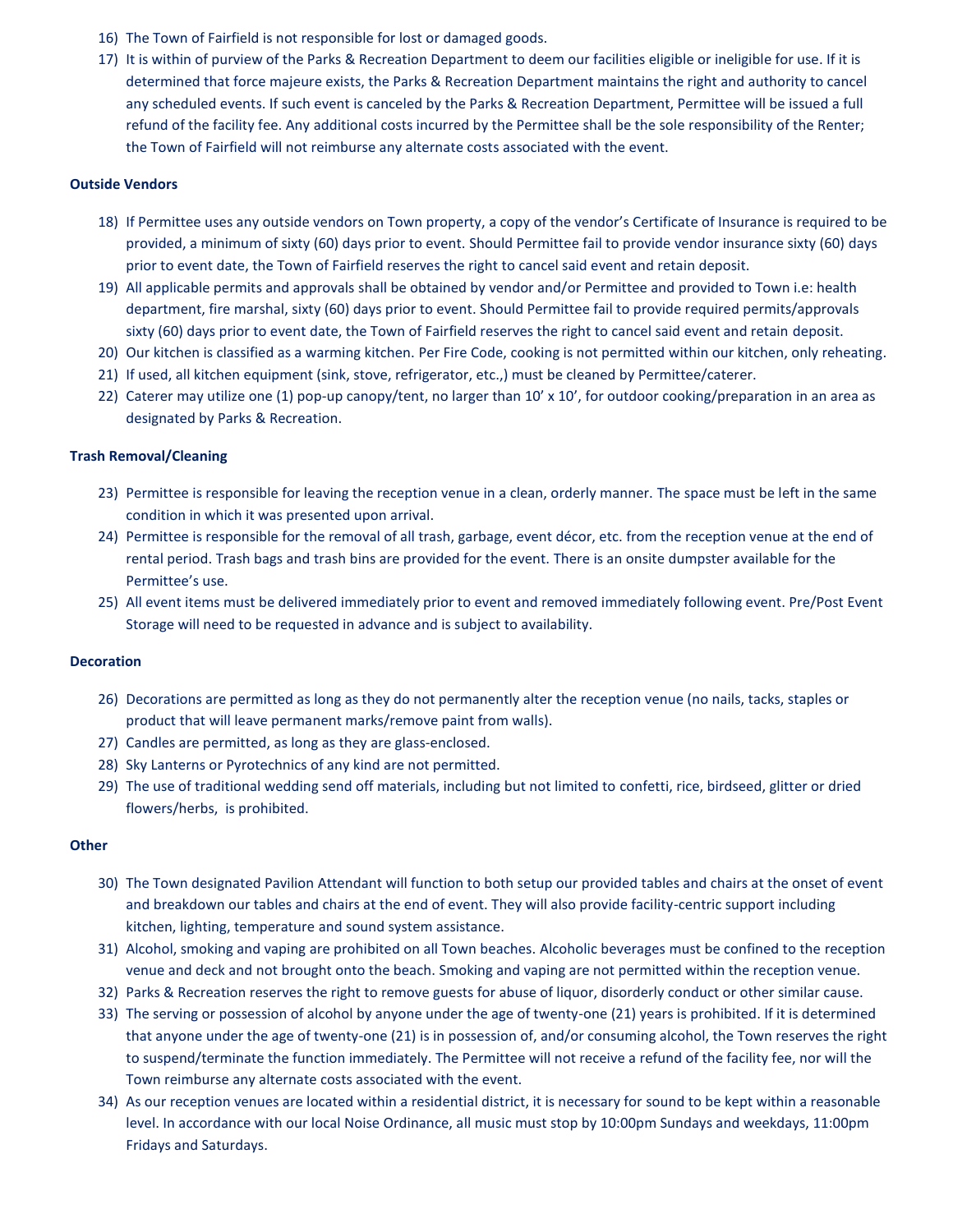16) The Town of Fairfield is not responsible for lost or damaged goods.
17) It is within of purview of the Parks & Recreation Department to deem our facilities eligible or ineligible for use. If it is determined that force majeure exists, the Parks & Recreation Department maintains the right and authority to cancel any scheduled events. If such event is canceled by the Parks & Recreation Department, Permittee will be issued a full refund of the facility fee. Any additional costs incurred by the Permittee shall be the sole responsibility of the Renter; the Town of Fairfield will not reimburse any alternate costs associated with the event.

**Outside Vendors**

18) If Permittee uses any outside vendors on Town property, a copy of the vendor's Certificate of Insurance is required to be provided, a minimum of sixty (60) days prior to event. Should Permittee fail to provide vendor insurance sixty (60) days prior to event date, the Town of Fairfield reserves the right to cancel said event and retain deposit.
19) All applicable permits and approvals shall be obtained by vendor and/or Permittee and provided to Town i.e: health department, fire marshal, sixty (60) days prior to event. Should Permittee fail to provide required permits/approvals sixty (60) days prior to event date, the Town of Fairfield reserves the right to cancel said event and retain deposit.
20) Our kitchen is classified as a warming kitchen. Per Fire Code, cooking is not permitted within our kitchen, only reheating.
21) If used, all kitchen equipment (sink, stove, refrigerator, etc.,) must be cleaned by Permittee/caterer.
22) Caterer may utilize one (1) pop-up canopy/tent, no larger than 10' x 10', for outdoor cooking/preparation in an area as designated by Parks & Recreation.

**Trash Removal/Cleaning**

23) Permittee is responsible for leaving the reception venue in a clean, orderly manner. The space must be left in the same condition in which it was presented upon arrival.
24) Permittee is responsible for the removal of all trash, garbage, event décor, etc. from the reception venue at the end of rental period. Trash bags and trash bins are provided for the event. There is an onsite dumpster available for the Permittee's use.
25) All event items must be delivered immediately prior to event and removed immediately following event. Pre/Post Event Storage will need to be requested in advance and is subject to availability.

**Decoration**

26) Decorations are permitted as long as they do not permanently alter the reception venue (no nails, tacks, staples or product that will leave permanent marks/remove paint from walls).
27) Candles are permitted, as long as they are glass-enclosed.
28) Sky Lanterns or Pyrotechnics of any kind are not permitted.
29) The use of traditional wedding send off materials, including but not limited to confetti, rice, birdseed, glitter or dried flowers/herbs, is prohibited.

**Other**

30) The Town designated Pavilion Attendant will function to both setup our provided tables and chairs at the onset of event and breakdown our tables and chairs at the end of event. They will also provide facility-centric support including kitchen, lighting, temperature and sound system assistance.
31) Alcohol, smoking and vaping are prohibited on all Town beaches. Alcoholic beverages must be confined to the reception venue and deck and not brought onto the beach. Smoking and vaping are not permitted within the reception venue.
32) Parks & Recreation reserves the right to remove guests for abuse of liquor, disorderly conduct or other similar cause.
33) The serving or possession of alcohol by anyone under the age of twenty-one (21) years is prohibited. If it is determined that anyone under the age of twenty-one (21) is in possession of, and/or consuming alcohol, the Town reserves the right to suspend/terminate the function immediately. The Permittee will not receive a refund of the facility fee, nor will the Town reimburse any alternate costs associated with the event.
34) As our reception venues are located within a residential district, it is necessary for sound to be kept within a reasonable level. In accordance with our local Noise Ordinance, all music must stop by 10:00pm Sundays and weekdays, 11:00pm Fridays and Saturdays.